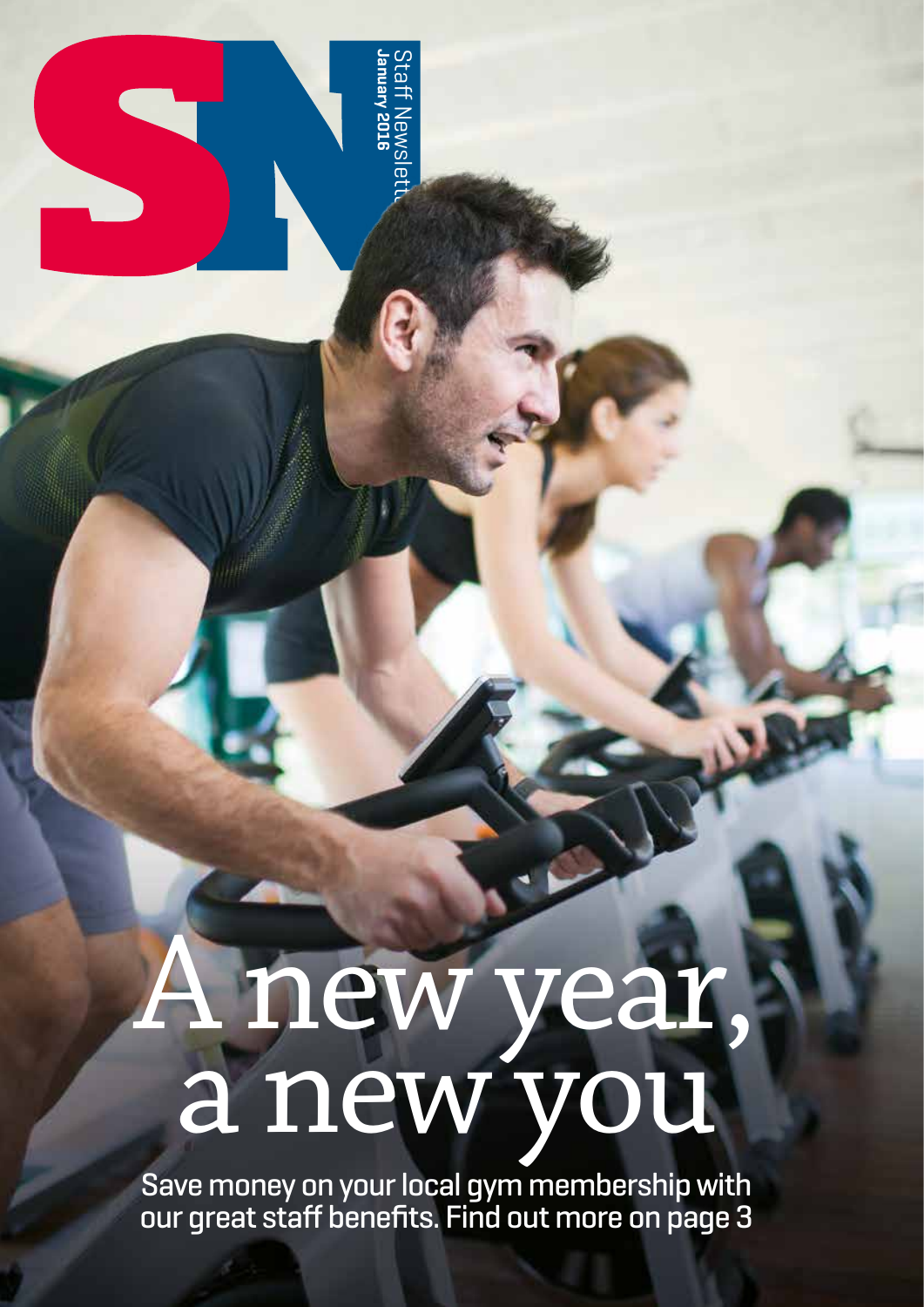SN

Staff Newsletter
**January 2016**

# A new year, a new you

Save money on your local gym membership with our great staff benefits. Find out more on page 3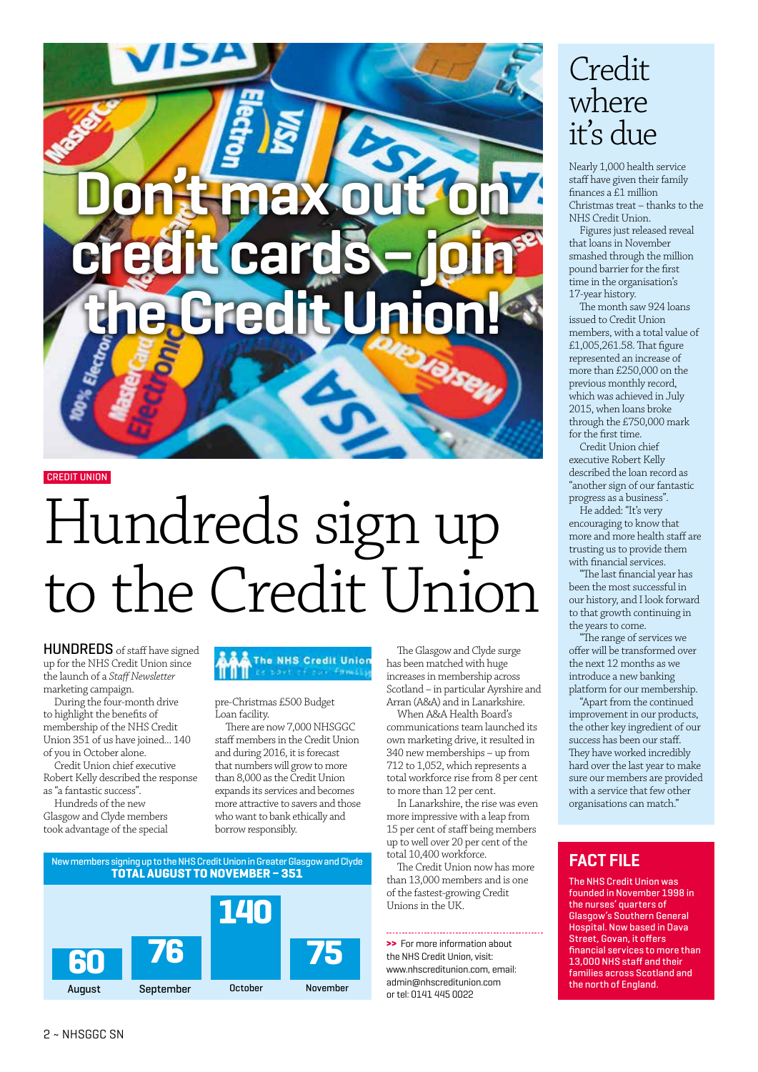# Don't max out on credit cards – join the Credit Union!

CREDIT UNION

# Hundreds sign up to the Credit Union

**HUNDREDS** of staff have signed up for the NHS Credit Union since the launch of a *Staff Newsletter* marketing campaign.

During the four-month drive to highlight the benefits of membership of the NHS Credit Union 351 of us have joined... 140 of you in October alone.

Credit Union chief executive Robert Kelly described the response as "a fantastic success".

Hundreds of the new Glasgow and Clyde members took advantage of the special pre-Christmas £500 Budget Loan facility.

There are now 7,000 NHSGGC staff members in the Credit Union and during 2016, it is forecast that numbers will grow to more than 8,000 as the Credit Union expands its services and becomes more attractive to savers and those who want to bank ethically and borrow responsibly.

The Glasgow and Clyde surge has been matched with huge increases in membership across Scotland – in particular Ayrshire and Arran (A&A) and in Lanarkshire.

When A&A Health Board's own marketing drive, it resulted in 340 new memberships – up from 712 to 1,052, which represents a total workforce rise from 8 per cent to more than 12 per cent.

In Lanarkshire, the rise was even more impressive with a leap from 15 per cent of staff being members up to well over 20 per cent of the total 10,400 workforce.

The Credit Union now has more than 13,000 members and is one of the fastest-growing Credit Unions in the UK.

**New members signing up to the NHS Credit Union in Greater Glasgow and Clyde**
**TOTAL AUGUST TO NOVEMBER – 351**

| August | September | October | November |
|---|---|---|---|
| 60 | 76 | 140 | 75 |

>> For more information about the NHS Credit Union, visit: www.nhscreditunion.com, email: admin@nhscreditunion.com or tel: 0141 445 0022

## Credit where it's due

Nearly 1,000 health service staff have given their family finances a £1 million Christmas treat – thanks to the NHS Credit Union.

Figures just released reveal that loans in November smashed through the million pound barrier for the first time in the organisation's 17-year history.

The month saw 924 loans issued to Credit Union members, with a total value of £1,005,261.58. That figure represented an increase of more than £250,000 on the previous monthly record, which was achieved in July 2015, when loans broke through the £750,000 mark for the first time.

Credit Union chief executive Robert Kelly described the loan record as "another sign of our fantastic progress as a business".

He added: "It's very encouraging to know that more and more health staff are trusting us to provide them with financial services.

"The last financial year has been the most successful in our history, and I look forward to that growth continuing in the years to come.

"The range of services we offer will be transformed over the next 12 months as we introduce a new banking platform for our membership.

"Apart from the continued improvement in our products, the other key ingredient of our success has been our staff. They have worked incredibly hard over the last year to make sure our members are provided with a service that few other organisations can match."

## FACT FILE

The NHS Credit Union was founded in November 1998 in the nurses' quarters of Glasgow's Southern General Hospital. Now based in Dava Street, Govan, it offers financial services to more than 13,000 NHS staff and their families across Scotland and the north of England.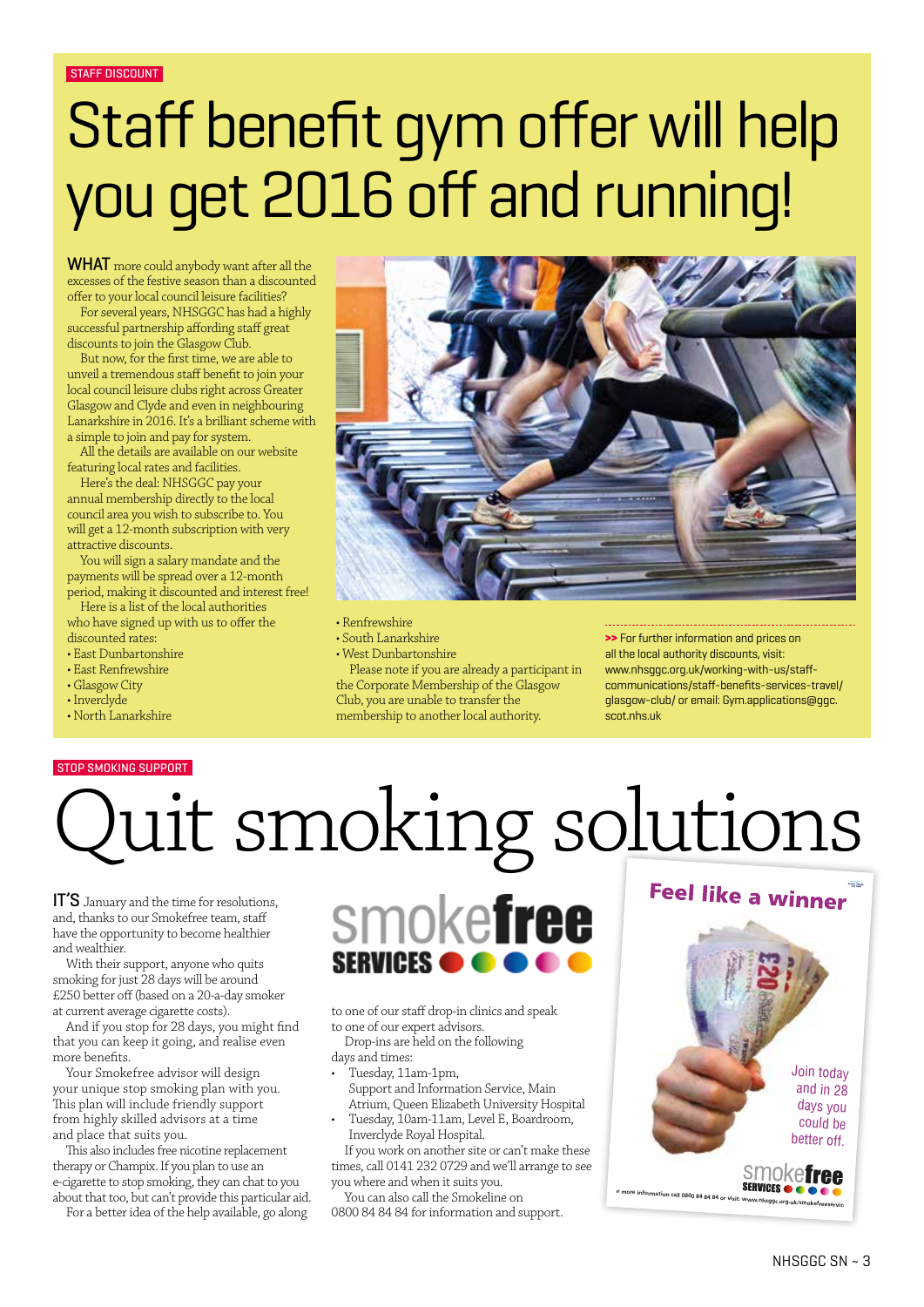STAFF DISCOUNT

# Staff benefit gym offer will help you get 2016 off and running!

**WHAT** more could anybody want after all the excesses of the festive season than a discounted offer to your local council leisure facilities?

For several years, NHSGGC has had a highly successful partnership affording staff great discounts to join the Glasgow Club.

But now, for the first time, we are able to unveil a tremendous staff benefit to join your local council leisure clubs right across Greater Glasgow and Clyde and even in neighbouring Lanarkshire in 2016. It's a brilliant scheme with a simple to join and pay for system.

All the details are available on our website featuring local rates and facilities.

Here's the deal: NHSGGC pay your annual membership directly to the local council area you wish to subscribe to. You will get a 12-month subscription with very attractive discounts.

You will sign a salary mandate and the payments will be spread over a 12-month period, making it discounted and interest free!

Here is a list of the local authorities who have signed up with us to offer the discounted rates:

- East Dunbartonshire
- East Renfrewshire
- Glasgow City
- Inverclyde
- North Lanarkshire
- Renfrewshire
- South Lanarkshire
- West Dunbartonshire

Please note if you are already a participant in the Corporate Membership of the Glasgow Club, you are unable to transfer the membership to another local authority.

>> For further information and prices on all the local authority discounts, visit: www.nhsggc.org.uk/working-with-us/staff-communications/staff-benefits-services-travel/glasgow-club/ or email: Gym.applications@ggc.scot.nhs.uk

STOP SMOKING SUPPORT

# Quit smoking solutions

**IT'S** January and the time for resolutions, and, thanks to our Smokefree team, staff have the opportunity to become healthier and wealthier.

With their support, anyone who quits smoking for just 28 days will be around £250 better off (based on a 20-a-day smoker at current average cigarette costs).

And if you stop for 28 days, you might find that you can keep it going, and realise even more benefits.

Your Smokefree advisor will design your unique stop smoking plan with you. This plan will include friendly support from highly skilled advisors at a time and place that suits you.

This also includes free nicotine replacement therapy or Champix. If you plan to use an e-cigarette to stop smoking, they can chat to you about that too, but can't provide this particular aid.

For a better idea of the help available, go along to one of our staff drop-in clinics and speak to one of our expert advisors.

Drop-ins are held on the following days and times:

- Tuesday, 11am-1pm, Support and Information Service, Main Atrium, Queen Elizabeth University Hospital
- Tuesday, 10am-11am, Level E, Boardroom, Inverclyde Royal Hospital.

If you work on another site or can't make these times, call 0141 232 0729 and we'll arrange to see you where and when it suits you.

You can also call the Smokeline on 0800 84 84 84 for information and support.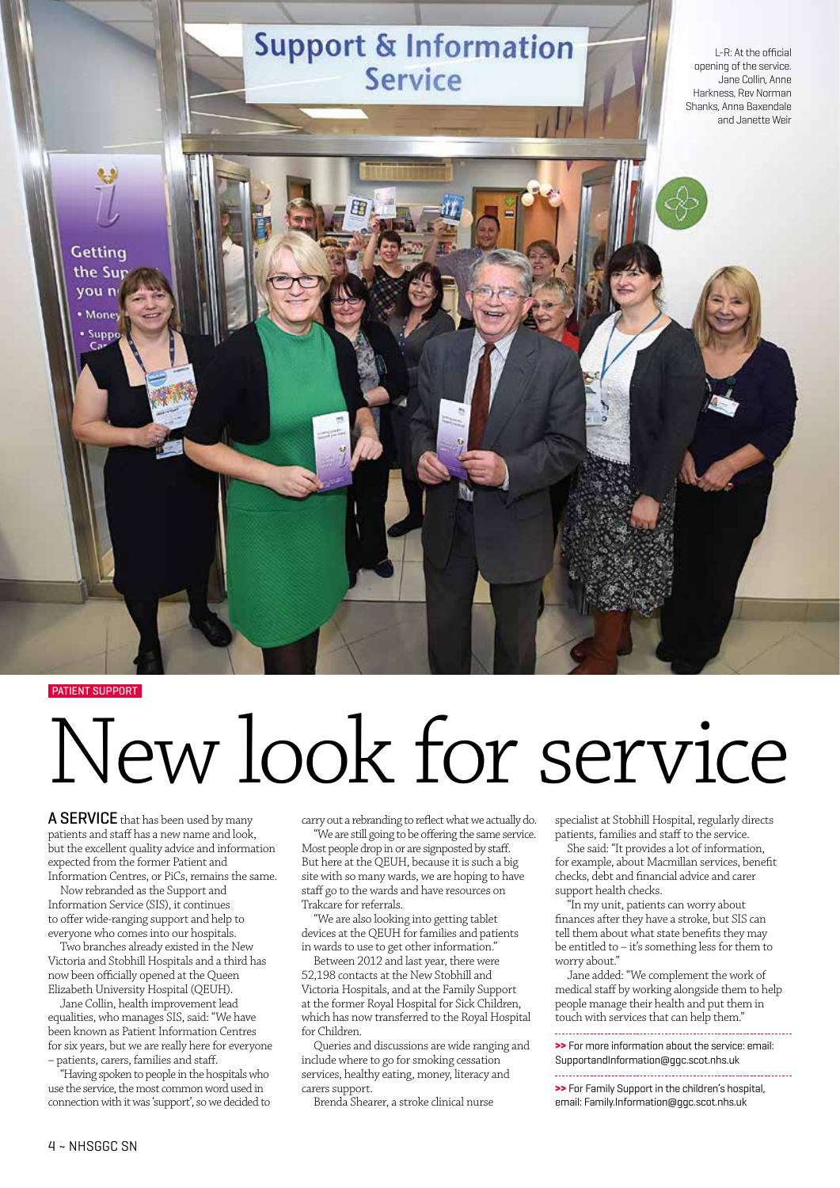L-R: At the official opening of the service. Jane Collin, Anne Harkness, Rev Norman Shanks, Anna Baxendale and Janette Weir

PATIENT SUPPORT

# New look for service

**A SERVICE** that has been used by many patients and staff has a new name and look, but the excellent quality advice and information expected from the former Patient and Information Centres, or PiCs, remains the same.

Now rebranded as the Support and Information Service (SIS), it continues to offer wide-ranging support and help to everyone who comes into our hospitals.

Two branches already existed in the New Victoria and Stobhill Hospitals and a third has now been officially opened at the Queen Elizabeth University Hospital (QEUH).

Jane Collin, health improvement lead equalities, who manages SIS, said: "We have been known as Patient Information Centres for six years, but we are really here for everyone – patients, carers, families and staff.

"Having spoken to people in the hospitals who use the service, the most common word used in connection with it was 'support', so we decided to carry out a rebranding to reflect what we actually do.

"We are still going to be offering the same service. Most people drop in or are signposted by staff. But here at the QEUH, because it is such a big site with so many wards, we are hoping to have staff go to the wards and have resources on Trakcare for referrals.

"We are also looking into getting tablet devices at the QEUH for families and patients in wards to use to get other information."

Between 2012 and last year, there were 52,198 contacts at the New Stobhill and Victoria Hospitals, and at the Family Support at the former Royal Hospital for Sick Children, which has now transferred to the Royal Hospital for Children.

Queries and discussions are wide ranging and include where to go for smoking cessation services, healthy eating, money, literacy and carers support.

Brenda Shearer, a stroke clinical nurse specialist at Stobhill Hospital, regularly directs patients, families and staff to the service.

She said: "It provides a lot of information, for example, about Macmillan services, benefit checks, debt and financial advice and carer support health checks.

"In my unit, patients can worry about finances after they have a stroke, but SIS can tell them about what state benefits they may be entitled to – it's something less for them to worry about."

Jane added: "We complement the work of medical staff by working alongside them to help people manage their health and put them in touch with services that can help them."

>> For more information about the service: email: SupportandInformation@ggc.scot.nhs.uk

>> For Family Support in the children's hospital, email: Family.Information@ggc.scot.nhs.uk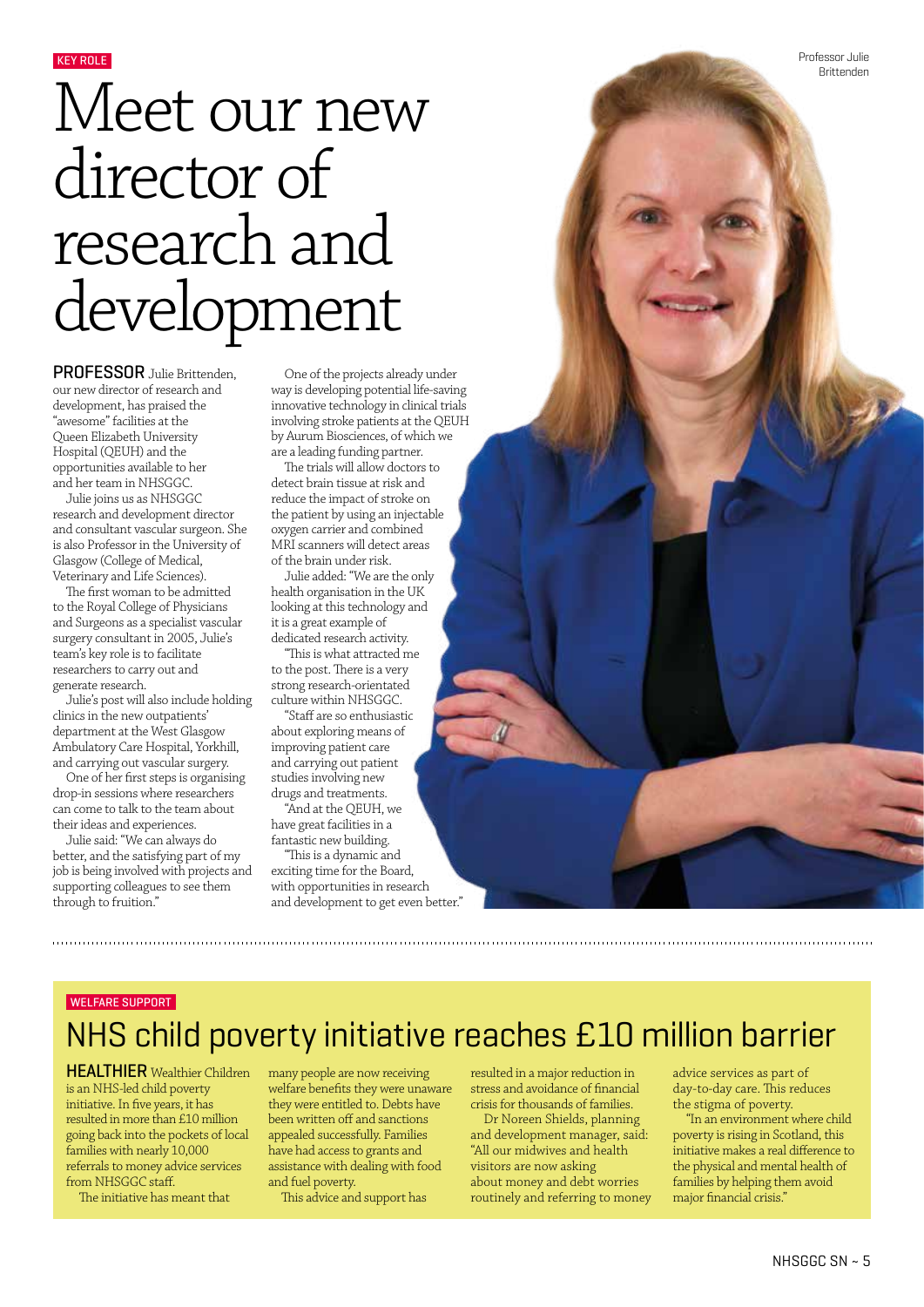KEY ROLE

# Meet our new director of research and development

Professor Julie Brittenden

**PROFESSOR** Julie Brittenden, our new director of research and development, has praised the "awesome" facilities at the Queen Elizabeth University Hospital (QEUH) and the opportunities available to her and her team in NHSGGC.

Julie joins us as NHSGGC research and development director and consultant vascular surgeon. She is also Professor in the University of Glasgow (College of Medical, Veterinary and Life Sciences).

The first woman to be admitted to the Royal College of Physicians and Surgeons as a specialist vascular surgery consultant in 2005, Julie's team's key role is to facilitate researchers to carry out and generate research.

Julie's post will also include holding clinics in the new outpatients' department at the West Glasgow Ambulatory Care Hospital, Yorkhill, and carrying out vascular surgery.

One of her first steps is organising drop-in sessions where researchers can come to talk to the team about their ideas and experiences.

Julie said: "We can always do better, and the satisfying part of my job is being involved with projects and supporting colleagues to see them through to fruition."

One of the projects already under way is developing potential life-saving innovative technology in clinical trials involving stroke patients at the QEUH by Aurum Biosciences, of which we are a leading funding partner.

The trials will allow doctors to detect brain tissue at risk and reduce the impact of stroke on the patient by using an injectable oxygen carrier and combined MRI scanners will detect areas of the brain under risk.

Julie added: "We are the only health organisation in the UK looking at this technology and it is a great example of dedicated research activity.

"This is what attracted me to the post. There is a very strong research-orientated culture within NHSGGC.

"Staff are so enthusiastic about exploring means of improving patient care and carrying out patient studies involving new drugs and treatments.

"And at the QEUH, we have great facilities in a fantastic new building.

"This is a dynamic and exciting time for the Board, with opportunities in research and development to get even better."

---

WELFARE SUPPORT

## NHS child poverty initiative reaches £10 million barrier

**HEALTHIER** Wealthier Children is an NHS-led child poverty initiative. In five years, it has resulted in more than £10 million going back into the pockets of local families with nearly 10,000 referrals to money advice services from NHSGGC staff.

The initiative has meant that many people are now receiving welfare benefits they were unaware they were entitled to. Debts have been written off and sanctions appealed successfully. Families have had access to grants and assistance with dealing with food and fuel poverty.

This advice and support has resulted in a major reduction in stress and avoidance of financial crisis for thousands of families.

Dr Noreen Shields, planning and development manager, said: "All our midwives and health visitors are now asking about money and debt worries routinely and referring to money advice services as part of day-to-day care. This reduces the stigma of poverty.

"In an environment where child poverty is rising in Scotland, this initiative makes a real difference to the physical and mental health of families by helping them avoid major financial crisis."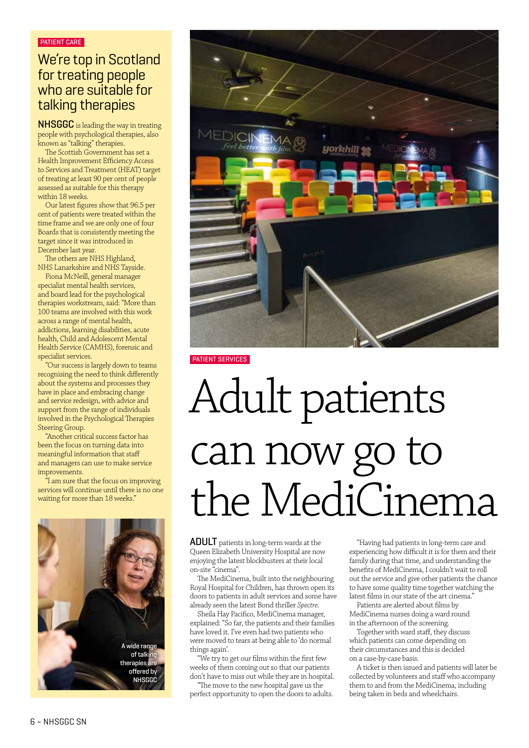PATIENT CARE

## We're top in Scotland for treating people who are suitable for talking therapies

**NHSGGC** is leading the way in treating people with psychological therapies, also known as "talking" therapies.

The Scottish Government has set a Health Improvement Efficiency Access to Services and Treatment (HEAT) target of treating at least 90 per cent of people assessed as suitable for this therapy within 18 weeks.

Our latest figures show that 96.5 per cent of patients were treated within the time frame and we are only one of four Boards that is consistently meeting the target since it was introduced in December last year.

The others are NHS Highland, NHS Lanarkshire and NHS Tayside.

Fiona McNeill, general manager specialist mental health services, and board lead for the psychological therapies workstream, said: "More than 100 teams are involved with this work across a range of mental health, addictions, learning disabilities, acute health, Child and Adolescent Mental Health Service (CAMHS), forensic and specialist services.

"Our success is largely down to teams recognising the need to think differently about the systems and processes they have in place and embracing change and service redesign, with advice and support from the range of individuals involved in the Psychological Therapies Steering Group.

"Another critical success factor has been the focus on turning data into meaningful information that staff and managers can use to make service improvements.

"I am sure that the focus on improving services will continue until there is no one waiting for more than 18 weeks."

A wide range of talking therapies are offered by NHSGGC

PATIENT SERVICES

# Adult patients can now go to the MediCinema

**ADULT** patients in long-term wards at the Queen Elizabeth University Hospital are now enjoying the latest blockbusters at their local on-site "cinema".

The MediCinema, built into the neighbouring Royal Hospital for Children, has thrown open its doors to patients in adult services and some have already seen the latest Bond thriller *Spectre*.

Sheila Hay Pacifico, MediCinema manager, explained: "So far, the patients and their families have loved it. I've even had two patients who were moved to tears at being able to 'do normal things again'.

"We try to get our films within the first few weeks of them coming out so that our patients don't have to miss out while they are in hospital.

"The move to the new hospital gave us the perfect opportunity to open the doors to adults.

"Having had patients in long-term care and experiencing how difficult it is for them and their family during that time, and understanding the benefits of MediCinema, I couldn't wait to roll out the service and give other patients the chance to have some quality time together watching the latest films in our state of the art cinema."

Patients are alerted about films by MediCinema nurses doing a ward round in the afternoon of the screening.

Together with ward staff, they discuss which patients can come depending on their circumstances and this is decided on a case-by-case basis.

A ticket is then issued and patients will later be collected by volunteers and staff who accompany them to and from the MediCinema, including being taken in beds and wheelchairs.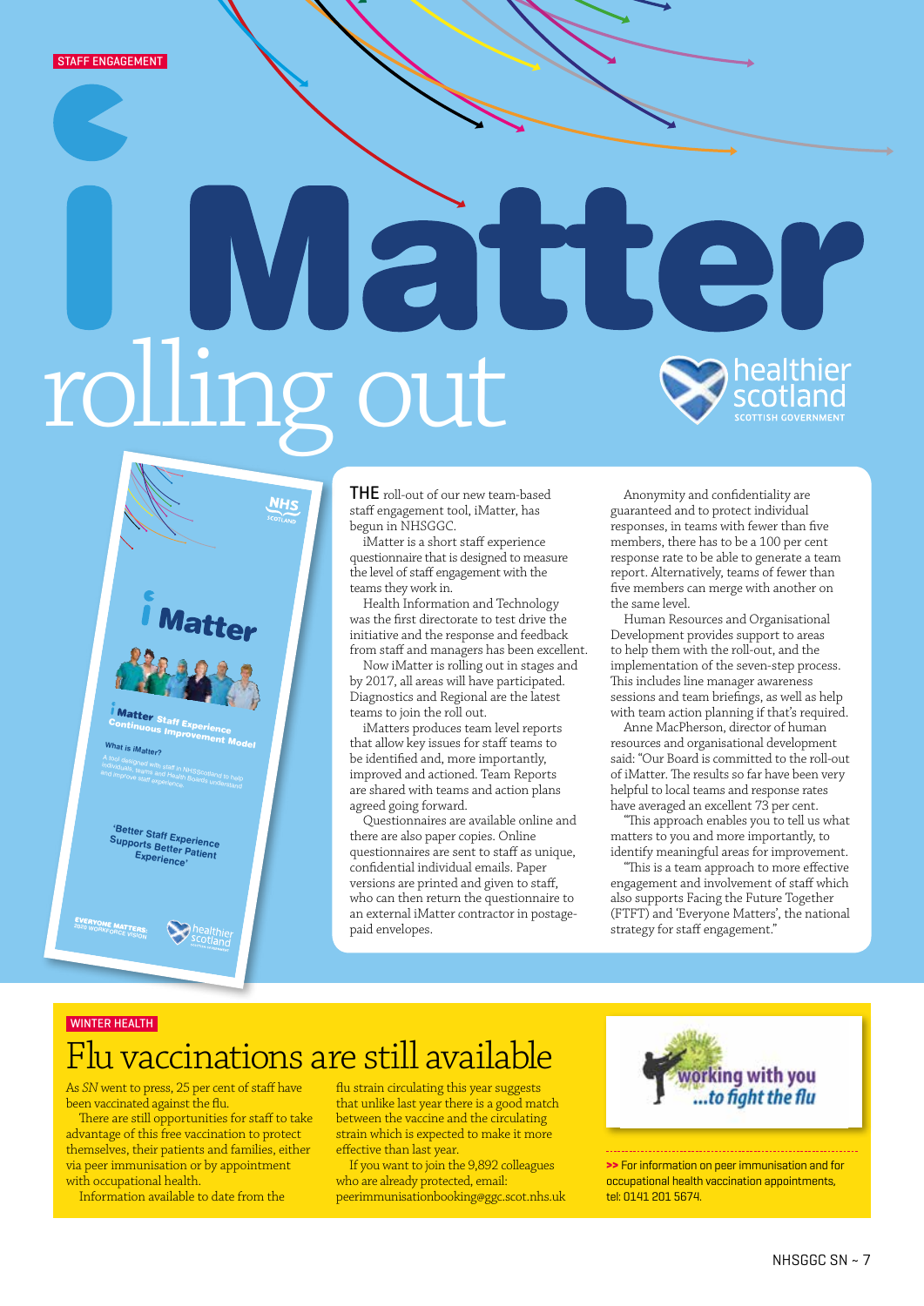STAFF ENGAGEMENT

# iMatter rolling out

THE roll-out of our new team-based staff engagement tool, iMatter, has begun in NHSGGC.

iMatter is a short staff experience questionnaire that is designed to measure the level of staff engagement with the teams they work in.

Health Information and Technology was the first directorate to test drive the initiative and the response and feedback from staff and managers has been excellent.

Now iMatter is rolling out in stages and by 2017, all areas will have participated. Diagnostics and Regional are the latest teams to join the roll out.

iMatters produces team level reports that allow key issues for staff teams to be identified and, more importantly, improved and actioned. Team Reports are shared with teams and action plans agreed going forward.

Questionnaires are available online and there are also paper copies. Online questionnaires are sent to staff as unique, confidential individual emails. Paper versions are printed and given to staff, who can then return the questionnaire to an external iMatter contractor in postage-paid envelopes.

Anonymity and confidentiality are guaranteed and to protect individual responses, in teams with fewer than five members, there has to be a 100 per cent response rate to be able to generate a team report. Alternatively, teams of fewer than five members can merge with another on the same level.

Human Resources and Organisational Development provides support to areas to help them with the roll-out, and the implementation of the seven-step process. This includes line manager awareness sessions and team briefings, as well as help with team action planning if that's required.

Anne MacPherson, director of human resources and organisational development said: "Our Board is committed to the roll-out of iMatter. The results so far have been very helpful to local teams and response rates have averaged an excellent 73 per cent.

"This approach enables you to tell us what matters to you and more importantly, to identify meaningful areas for improvement.

"This is a team approach to more effective engagement and involvement of staff which also supports Facing the Future Together (FTFT) and 'Everyone Matters', the national strategy for staff engagement."

WINTER HEALTH

## Flu vaccinations are still available

As *SN* went to press, 25 per cent of staff have been vaccinated against the flu.

There are still opportunities for staff to take advantage of this free vaccination to protect themselves, their patients and families, either via peer immunisation or by appointment with occupational health.

Information available to date from the flu strain circulating this year suggests that unlike last year there is a good match between the vaccine and the circulating strain which is expected to make it more effective than last year.

If you want to join the 9,892 colleagues who are already protected, email: peerimmunisationbooking@ggc.scot.nhs.uk

>> For information on peer immunisation and for occupational health vaccination appointments, tel: 0141 201 5674.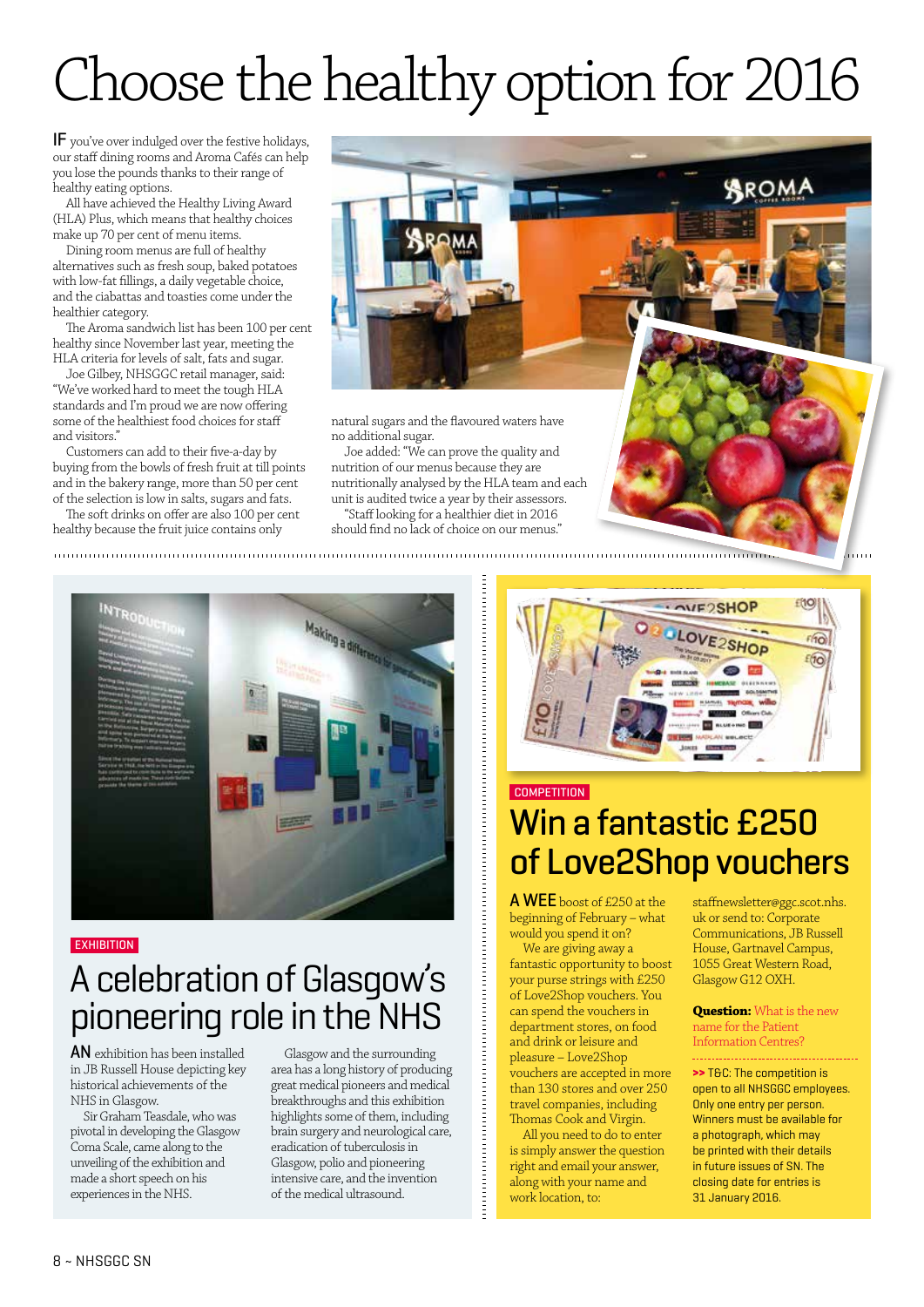# Choose the healthy option for 2016

**IF** you've over indulged over the festive holidays, our staff dining rooms and Aroma Cafés can help you lose the pounds thanks to their range of healthy eating options.

All have achieved the Healthy Living Award (HLA) Plus, which means that healthy choices make up 70 per cent of menu items.

Dining room menus are full of healthy alternatives such as fresh soup, baked potatoes with low-fat fillings, a daily vegetable choice, and the ciabattas and toasties come under the healthier category.

The Aroma sandwich list has been 100 per cent healthy since November last year, meeting the HLA criteria for levels of salt, fats and sugar.

Joe Gilbey, NHSGGC retail manager, said: "We've worked hard to meet the tough HLA standards and I'm proud we are now offering some of the healthiest food choices for staff and visitors."

Customers can add to their five-a-day by buying from the bowls of fresh fruit at till points and in the bakery range, more than 50 per cent of the selection is low in salts, sugars and fats.

The soft drinks on offer are also 100 per cent healthy because the fruit juice contains only natural sugars and the flavoured waters have no additional sugar.

Joe added: "We can prove the quality and nutrition of our menus because they are nutritionally analysed by the HLA team and each unit is audited twice a year by their assessors.

"Staff looking for a healthier diet in 2016 should find no lack of choice on our menus."

EXHIBITION

## A celebration of Glasgow's pioneering role in the NHS

**AN** exhibition has been installed in JB Russell House depicting key historical achievements of the NHS in Glasgow.

Sir Graham Teasdale, who was pivotal in developing the Glasgow Coma Scale, came along to the unveiling of the exhibition and made a short speech on his experiences in the NHS.

Glasgow and the surrounding area has a long history of producing great medical pioneers and medical breakthroughs and this exhibition highlights some of them, including brain surgery and neurological care, eradication of tuberculosis in Glasgow, polio and pioneering intensive care, and the invention of the medical ultrasound.

COMPETITION

## Win a fantastic £250 of Love2Shop vouchers

**A WEE** boost of £250 at the beginning of February – what would you spend it on?

We are giving away a fantastic opportunity to boost your purse strings with £250 of Love2Shop vouchers. You can spend the vouchers in department stores, on food and drink or leisure and pleasure – Love2Shop vouchers are accepted in more than 130 stores and over 250 travel companies, including Thomas Cook and Virgin.

All you need to do to enter is simply answer the question right and email your answer, along with your name and work location, to: staffnewsletter@ggc.scot.nhs.uk or send to: Corporate Communications, JB Russell House, Gartnavel Campus, 1055 Great Western Road, Glasgow G12 0XH.

**Question:** What is the new name for the Patient Information Centres?

>> T&C: The competition is open to all NHSGGC employees. Only one entry per person. Winners must be available for a photograph, which may be printed with their details in future issues of SN. The closing date for entries is 31 January 2016.